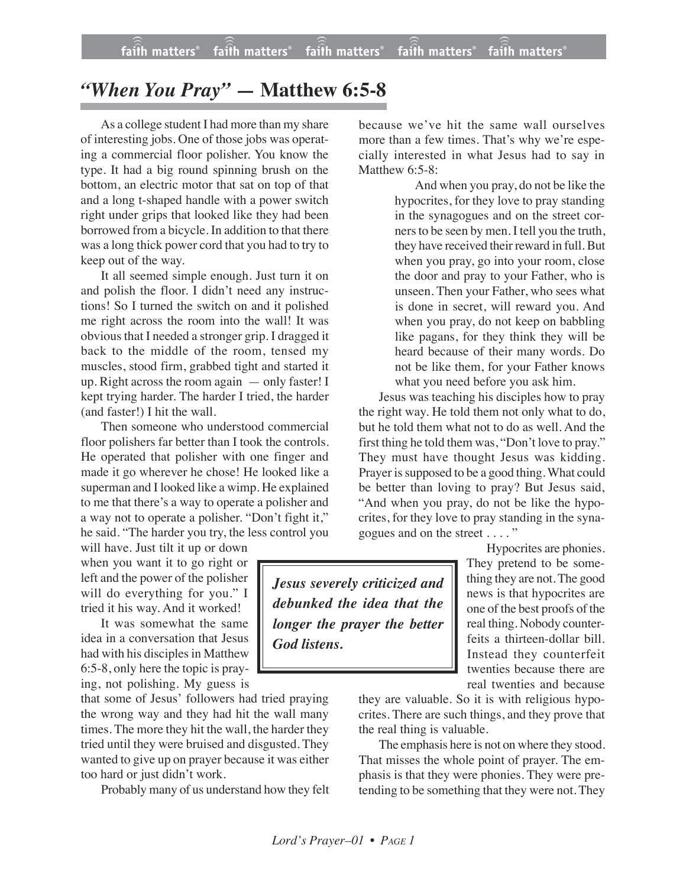# *"When You Pray"* — Matthew 6:5-8

As a college student I had more than my share of interesting jobs. One of those jobs was operating a commercial floor polisher. You know the type. It had a big round spinning brush on the bottom, an electric motor that sat on top of that and a long t-shaped handle with a power switch right under grips that looked like they had been borrowed from a bicycle. In addition to that there was a long thick power cord that you had to try to keep out of the way.

It all seemed simple enough. Just turn it on and polish the floor. I didn't need any instructions! So I turned the switch on and it polished me right across the room into the wall! It was obvious that I needed a stronger grip. I dragged it back to the middle of the room, tensed my muscles, stood firm, grabbed tight and started it up. Right across the room again — only faster! I kept trying harder. The harder I tried, the harder (and faster!) I hit the wall.

Then someone who understood commercial floor polishers far better than I took the controls. He operated that polisher with one finger and made it go wherever he chose! He looked like a superman and I looked like a wimp. He explained to me that there's a way to operate a polisher and a way not to operate a polisher. "Don't fight it," he said. "The harder you try, the less control you will have. Just tilt it up or down when you want it to go right or left and the power of the polisher will do everything for you." I tried it his way. And it worked!

It was somewhat the same idea in a conversation that Jesus had with his disciples in Matthew 6:5-8, only here the topic is praying, not polishing. My guess is that some of Jesus' followers had tried praying the wrong way and they had hit the wall many times. The more they hit the wall, the harder they tried until they were bruised and disgusted. They wanted to give up on prayer because it was either too hard or just didn't work.

Probably many of us understand how they felt because we've hit the same wall ourselves more than a few times. That's why we're especially interested in what Jesus had to say in Matthew 6:5-8:

> And when you pray, do not be like the hypocrites, for they love to pray standing in the synagogues and on the street corners to be seen by men. I tell you the truth, they have received their reward in full. But when you pray, go into your room, close the door and pray to your Father, who is unseen. Then your Father, who sees what is done in secret, will reward you. And when you pray, do not keep on babbling like pagans, for they think they will be heard because of their many words. Do not be like them, for your Father knows what you need before you ask him.

Jesus was teaching his disciples how to pray the right way. He told them not only what to do, but he told them what not to do as well. And the first thing he told them was, "Don't love to pray." They must have thought Jesus was kidding. Prayer is supposed to be a good thing. What could be better than loving to pray? But Jesus said, "And when you pray, do not be like the hypocrites, for they love to pray standing in the synagogues and on the street . . . . "

> ***Jesus severely criticized and debunked the idea that the longer the prayer the better God listens.***

Hypocrites are phonies. They pretend to be something they are not. The good news is that hypocrites are one of the best proofs of the real thing. Nobody counterfeits a thirteen-dollar bill. Instead they counterfeit twenties because there are real twenties and because they are valuable. So it is with religious hypocrites. There are such things, and they prove that the real thing is valuable.

The emphasis here is not on where they stood. That misses the whole point of prayer. The emphasis is that they were phonies. They were pretending to be something that they were not. They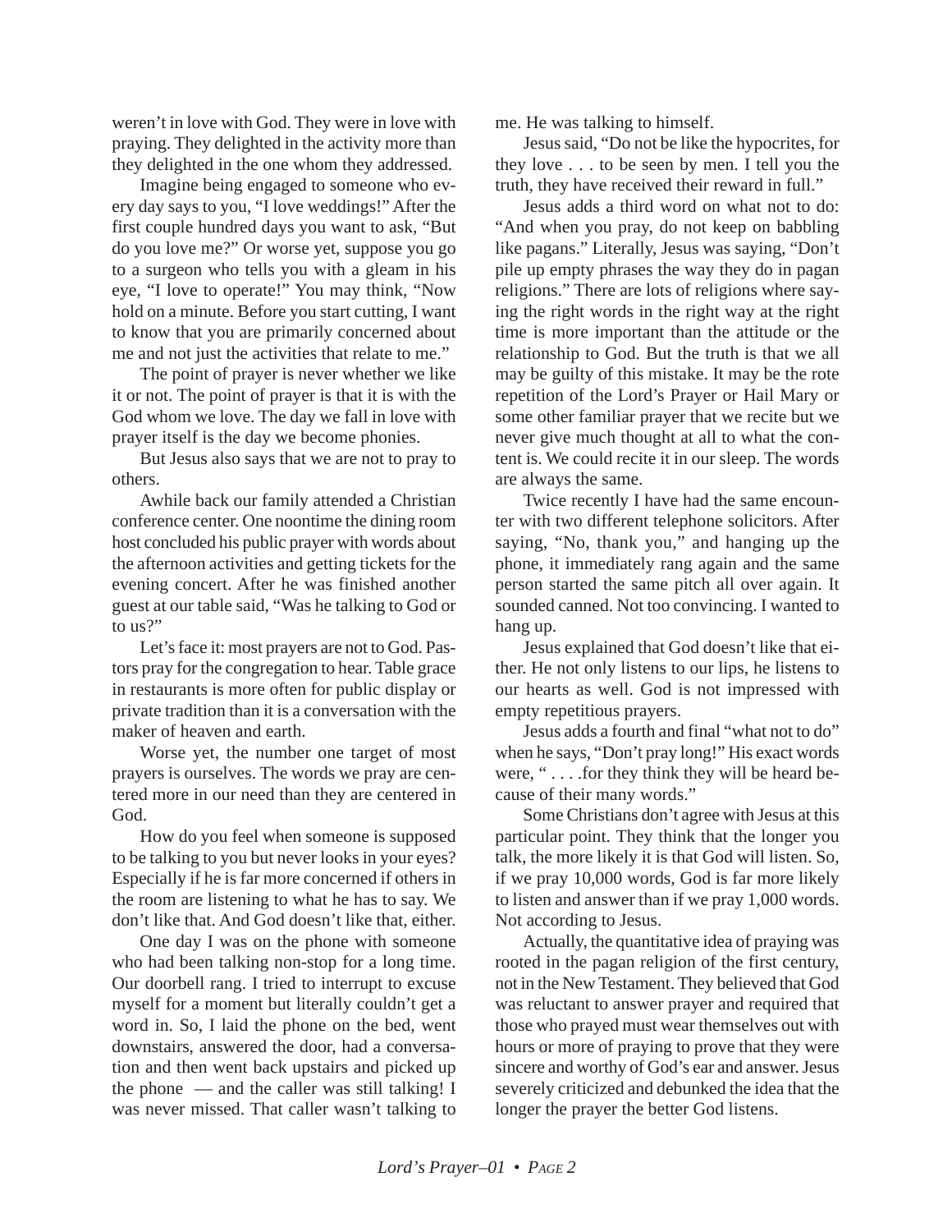weren't in love with God. They were in love with praying. They delighted in the activity more than they delighted in the one whom they addressed.

Imagine being engaged to someone who every day says to you, "I love weddings!" After the first couple hundred days you want to ask, "But do you love me?" Or worse yet, suppose you go to a surgeon who tells you with a gleam in his eye, "I love to operate!" You may think, "Now hold on a minute. Before you start cutting, I want to know that you are primarily concerned about me and not just the activities that relate to me."

The point of prayer is never whether we like it or not. The point of prayer is that it is with the God whom we love. The day we fall in love with prayer itself is the day we become phonies.

But Jesus also says that we are not to pray to others.

Awhile back our family attended a Christian conference center. One noontime the dining room host concluded his public prayer with words about the afternoon activities and getting tickets for the evening concert. After he was finished another guest at our table said, "Was he talking to God or to us?"

Let's face it: most prayers are not to God. Pastors pray for the congregation to hear. Table grace in restaurants is more often for public display or private tradition than it is a conversation with the maker of heaven and earth.

Worse yet, the number one target of most prayers is ourselves. The words we pray are centered more in our need than they are centered in God.

How do you feel when someone is supposed to be talking to you but never looks in your eyes? Especially if he is far more concerned if others in the room are listening to what he has to say. We don't like that. And God doesn't like that, either.

One day I was on the phone with someone who had been talking non-stop for a long time. Our doorbell rang. I tried to interrupt to excuse myself for a moment but literally couldn't get a word in. So, I laid the phone on the bed, went downstairs, answered the door, had a conversation and then went back upstairs and picked up the phone — and the caller was still talking! I was never missed. That caller wasn't talking to me. He was talking to himself.

Jesus said, "Do not be like the hypocrites, for they love . . . to be seen by men. I tell you the truth, they have received their reward in full."

Jesus adds a third word on what not to do: "And when you pray, do not keep on babbling like pagans." Literally, Jesus was saying, "Don't pile up empty phrases the way they do in pagan religions." There are lots of religions where saying the right words in the right way at the right time is more important than the attitude or the relationship to God. But the truth is that we all may be guilty of this mistake. It may be the rote repetition of the Lord's Prayer or Hail Mary or some other familiar prayer that we recite but we never give much thought at all to what the content is. We could recite it in our sleep. The words are always the same.

Twice recently I have had the same encounter with two different telephone solicitors. After saying, "No, thank you," and hanging up the phone, it immediately rang again and the same person started the same pitch all over again. It sounded canned. Not too convincing. I wanted to hang up.

Jesus explained that God doesn't like that either. He not only listens to our lips, he listens to our hearts as well. God is not impressed with empty repetitious prayers.

Jesus adds a fourth and final "what not to do" when he says, "Don't pray long!" His exact words were, " . . . .for they think they will be heard because of their many words."

Some Christians don't agree with Jesus at this particular point. They think that the longer you talk, the more likely it is that God will listen. So, if we pray 10,000 words, God is far more likely to listen and answer than if we pray 1,000 words. Not according to Jesus.

Actually, the quantitative idea of praying was rooted in the pagan religion of the first century, not in the New Testament. They believed that God was reluctant to answer prayer and required that those who prayed must wear themselves out with hours or more of praying to prove that they were sincere and worthy of God's ear and answer. Jesus severely criticized and debunked the idea that the longer the prayer the better God listens.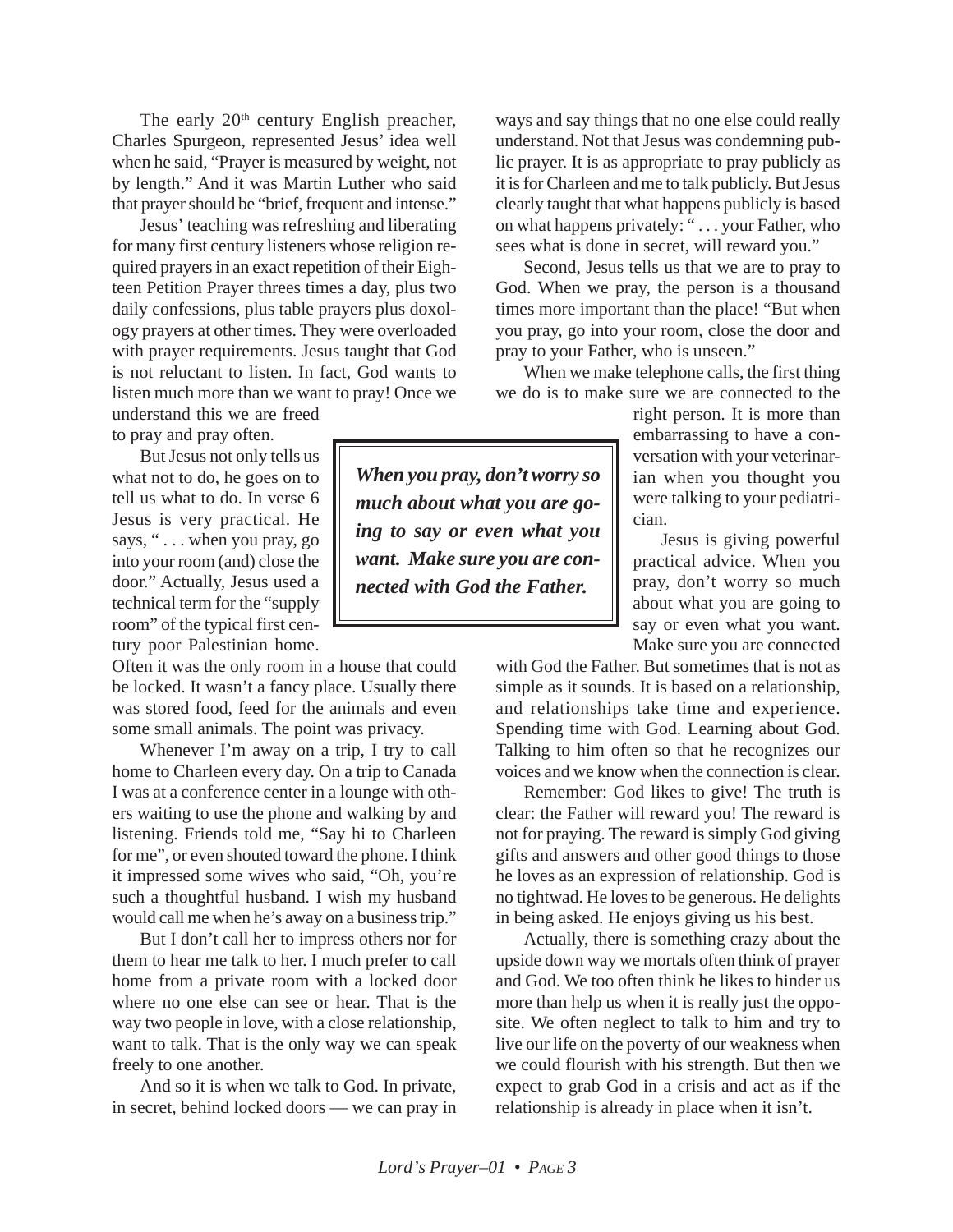The early 20th century English preacher, Charles Spurgeon, represented Jesus' idea well when he said, "Prayer is measured by weight, not by length." And it was Martin Luther who said that prayer should be "brief, frequent and intense."

Jesus' teaching was refreshing and liberating for many first century listeners whose religion required prayers in an exact repetition of their Eighteen Petition Prayer threes times a day, plus two daily confessions, plus table prayers plus doxology prayers at other times. They were overloaded with prayer requirements. Jesus taught that God is not reluctant to listen. In fact, God wants to listen much more than we want to pray! Once we understand this we are freed to pray and pray often.

But Jesus not only tells us what not to do, he goes on to tell us what to do. In verse 6 Jesus is very practical. He says, " . . . when you pray, go into your room (and) close the door." Actually, Jesus used a technical term for the "supply room" of the typical first century poor Palestinian home. Often it was the only room in a house that could be locked. It wasn't a fancy place. Usually there was stored food, feed for the animals and even some small animals. The point was privacy.

> ***When you pray, don't worry so much about what you are going to say or even what you want. Make sure you are connected with God the Father.***

Whenever I'm away on a trip, I try to call home to Charleen every day. On a trip to Canada I was at a conference center in a lounge with others waiting to use the phone and walking by and listening. Friends told me, "Say hi to Charleen for me", or even shouted toward the phone. I think it impressed some wives who said, "Oh, you're such a thoughtful husband. I wish my husband would call me when he's away on a business trip."

But I don't call her to impress others nor for them to hear me talk to her. I much prefer to call home from a private room with a locked door where no one else can see or hear. That is the way two people in love, with a close relationship, want to talk. That is the only way we can speak freely to one another.

And so it is when we talk to God. In private, in secret, behind locked doors — we can pray in ways and say things that no one else could really understand. Not that Jesus was condemning public prayer. It is as appropriate to pray publicly as it is for Charleen and me to talk publicly. But Jesus clearly taught that what happens publicly is based on what happens privately: " . . . your Father, who sees what is done in secret, will reward you."

Second, Jesus tells us that we are to pray to God. When we pray, the person is a thousand times more important than the place! "But when you pray, go into your room, close the door and pray to your Father, who is unseen."

When we make telephone calls, the first thing we do is to make sure we are connected to the right person. It is more than embarrassing to have a conversation with your veterinarian when you thought you were talking to your pediatrician.

Jesus is giving powerful practical advice. When you pray, don't worry so much about what you are going to say or even what you want. Make sure you are connected with God the Father. But sometimes that is not as simple as it sounds. It is based on a relationship, and relationships take time and experience. Spending time with God. Learning about God. Talking to him often so that he recognizes our voices and we know when the connection is clear.

Remember: God likes to give! The truth is clear: the Father will reward you! The reward is not for praying. The reward is simply God giving gifts and answers and other good things to those he loves as an expression of relationship. God is no tightwad. He loves to be generous. He delights in being asked. He enjoys giving us his best.

Actually, there is something crazy about the upside down way we mortals often think of prayer and God. We too often think he likes to hinder us more than help us when it is really just the opposite. We often neglect to talk to him and try to live our life on the poverty of our weakness when we could flourish with his strength. But then we expect to grab God in a crisis and act as if the relationship is already in place when it isn't.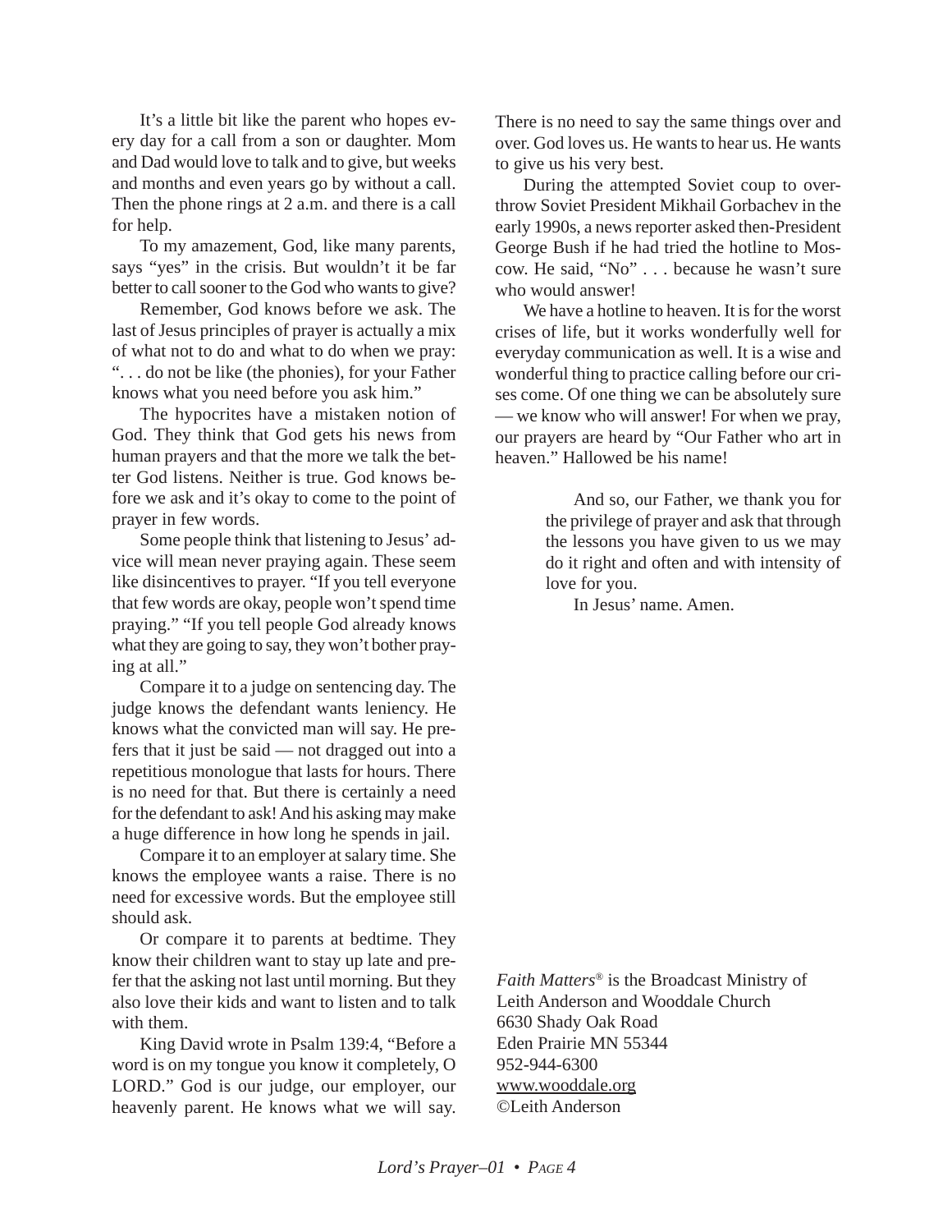It's a little bit like the parent who hopes every day for a call from a son or daughter. Mom and Dad would love to talk and to give, but weeks and months and even years go by without a call. Then the phone rings at 2 a.m. and there is a call for help.

To my amazement, God, like many parents, says "yes" in the crisis. But wouldn't it be far better to call sooner to the God who wants to give?

Remember, God knows before we ask. The last of Jesus principles of prayer is actually a mix of what not to do and what to do when we pray: ". . . do not be like (the phonies), for your Father knows what you need before you ask him."

The hypocrites have a mistaken notion of God. They think that God gets his news from human prayers and that the more we talk the better God listens. Neither is true. God knows before we ask and it's okay to come to the point of prayer in few words.

Some people think that listening to Jesus' advice will mean never praying again. These seem like disincentives to prayer. "If you tell everyone that few words are okay, people won't spend time praying." "If you tell people God already knows what they are going to say, they won't bother praying at all."

Compare it to a judge on sentencing day. The judge knows the defendant wants leniency. He knows what the convicted man will say. He prefers that it just be said — not dragged out into a repetitious monologue that lasts for hours. There is no need for that. But there is certainly a need for the defendant to ask! And his asking may make a huge difference in how long he spends in jail.

Compare it to an employer at salary time. She knows the employee wants a raise. There is no need for excessive words. But the employee still should ask.

Or compare it to parents at bedtime. They know their children want to stay up late and prefer that the asking not last until morning. But they also love their kids and want to listen and to talk with them.

King David wrote in Psalm 139:4, "Before a word is on my tongue you know it completely, O LORD." God is our judge, our employer, our heavenly parent. He knows what we will say. There is no need to say the same things over and over. God loves us. He wants to hear us. He wants to give us his very best.

During the attempted Soviet coup to overthrow Soviet President Mikhail Gorbachev in the early 1990s, a news reporter asked then-President George Bush if he had tried the hotline to Moscow. He said, "No" . . . because he wasn't sure who would answer!

We have a hotline to heaven. It is for the worst crises of life, but it works wonderfully well for everyday communication as well. It is a wise and wonderful thing to practice calling before our crises come. Of one thing we can be absolutely sure — we know who will answer! For when we pray, our prayers are heard by "Our Father who art in heaven." Hallowed be his name!

> And so, our Father, we thank you for the privilege of prayer and ask that through the lessons you have given to us we may do it right and often and with intensity of love for you.
>
> In Jesus' name. Amen.

*Faith Matters*® is the Broadcast Ministry of
Leith Anderson and Wooddale Church
6630 Shady Oak Road
Eden Prairie MN 55344
952-944-6300
www.wooddale.org
©Leith Anderson